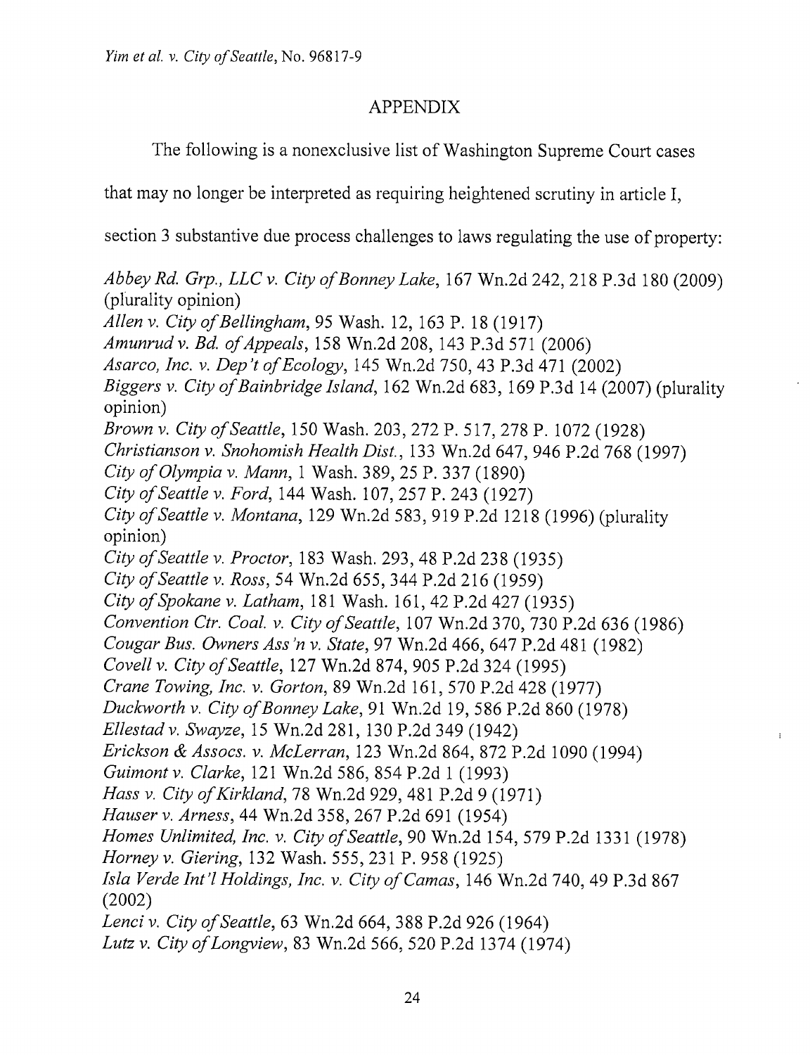## APPENDIX

The following is a nonexclusive list of Washington Supreme Court cases that may no longer be interpreted as requiring heightened scrutiny in article I, section 3 substantive due process challenges to laws regulating the use of property:

*Abbey Rd. Grp., LLC v. City of Bonney Lake*, 167 Wn.2d 242, 218 P.3d 180 (2009) (plurality opinion)
*Allen v. City of Bellingham*, 95 Wash. 12, 163 P. 18 (1917)
*Amunrud v. Bd. of Appeals*, 158 Wn.2d 208, 143 P.3d 571 (2006)
*Asarco, Inc. v. Dep't of Ecology*, 145 Wn.2d 750, 43 P.3d 471 (2002)
*Biggers v. City of Bainbridge Island*, 162 Wn.2d 683, 169 P.3d 14 (2007) (plurality opinion)
*Brown v. City of Seattle*, 150 Wash. 203, 272 P. 517, 278 P. 1072 (1928)
*Christianson v. Snohomish Health Dist.*, 133 Wn.2d 647, 946 P.2d 768 (1997)
*City of Olympia v. Mann*, 1 Wash. 389, 25 P. 337 (1890)
*City of Seattle v. Ford*, 144 Wash. 107, 257 P. 243 (1927)
*City of Seattle v. Montana*, 129 Wn.2d 583, 919 P.2d 1218 (1996) (plurality opinion)
*City of Seattle v. Proctor*, 183 Wash. 293, 48 P.2d 238 (1935)
*City of Seattle v. Ross*, 54 Wn.2d 655, 344 P.2d 216 (1959)
*City of Spokane v. Latham*, 181 Wash. 161, 42 P.2d 427 (1935)
*Convention Ctr. Coal. v. City of Seattle*, 107 Wn.2d 370, 730 P.2d 636 (1986)
*Cougar Bus. Owners Ass'n v. State*, 97 Wn.2d 466, 647 P.2d 481 (1982)
*Covell v. City of Seattle*, 127 Wn.2d 874, 905 P.2d 324 (1995)
*Crane Towing, Inc. v. Gorton*, 89 Wn.2d 161, 570 P.2d 428 (1977)
*Duckworth v. City of Bonney Lake*, 91 Wn.2d 19, 586 P.2d 860 (1978)
*Ellestad v. Swayze*, 15 Wn.2d 281, 130 P.2d 349 (1942)
*Erickson & Assocs. v. McLerran*, 123 Wn.2d 864, 872 P.2d 1090 (1994)
*Guimont v. Clarke*, 121 Wn.2d 586, 854 P.2d 1 (1993)
*Hass v. City of Kirkland*, 78 Wn.2d 929, 481 P.2d 9 (1971)
*Hauser v. Arness*, 44 Wn.2d 358, 267 P.2d 691 (1954)
*Homes Unlimited, Inc. v. City of Seattle*, 90 Wn.2d 154, 579 P.2d 1331 (1978)
*Horney v. Giering*, 132 Wash. 555, 231 P. 958 (1925)
*Isla Verde Int'l Holdings, Inc. v. City of Camas*, 146 Wn.2d 740, 49 P.3d 867 (2002)
*Lenci v. City of Seattle*, 63 Wn.2d 664, 388 P.2d 926 (1964)
*Lutz v. City of Longview*, 83 Wn.2d 566, 520 P.2d 1374 (1974)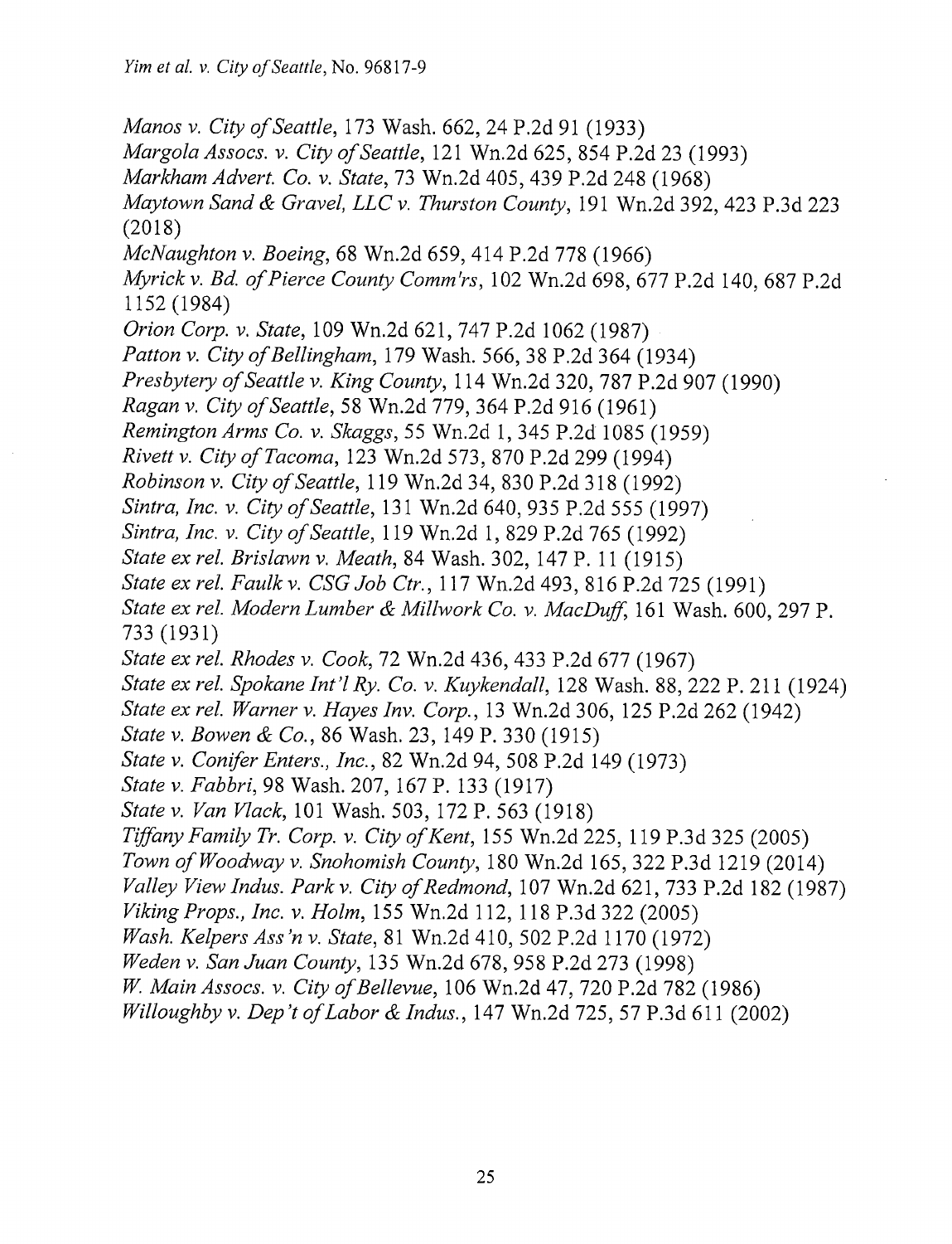*Manos v. City of Seattle*, 173 Wash. 662, 24 P.2d 91 (1933)
*Margola Assocs. v. City of Seattle*, 121 Wn.2d 625, 854 P.2d 23 (1993)
*Markham Advert. Co. v. State*, 73 Wn.2d 405, 439 P.2d 248 (1968)
*Maytown Sand & Gravel, LLC v. Thurston County*, 191 Wn.2d 392, 423 P.3d 223 (2018)
*McNaughton v. Boeing*, 68 Wn.2d 659, 414 P.2d 778 (1966)
*Myrick v. Bd. of Pierce County Comm'rs*, 102 Wn.2d 698, 677 P.2d 140, 687 P.2d 1152 (1984)
*Orion Corp. v. State*, 109 Wn.2d 621, 747 P.2d 1062 (1987)
*Patton v. City of Bellingham*, 179 Wash. 566, 38 P.2d 364 (1934)
*Presbytery of Seattle v. King County*, 114 Wn.2d 320, 787 P.2d 907 (1990)
*Ragan v. City of Seattle*, 58 Wn.2d 779, 364 P.2d 916 (1961)
*Remington Arms Co. v. Skaggs*, 55 Wn.2d 1, 345 P.2d 1085 (1959)
*Rivett v. City of Tacoma*, 123 Wn.2d 573, 870 P.2d 299 (1994)
*Robinson v. City of Seattle*, 119 Wn.2d 34, 830 P.2d 318 (1992)
*Sintra, Inc. v. City of Seattle*, 131 Wn.2d 640, 935 P.2d 555 (1997)
*Sintra, Inc. v. City of Seattle*, 119 Wn.2d 1, 829 P.2d 765 (1992)
*State ex rel. Brislawn v. Meath*, 84 Wash. 302, 147 P. 11 (1915)
*State ex rel. Faulk v. CSG Job Ctr.*, 117 Wn.2d 493, 816 P.2d 725 (1991)
*State ex rel. Modern Lumber & Millwork Co. v. MacDuff*, 161 Wash. 600, 297 P. 733 (1931)
*State ex rel. Rhodes v. Cook*, 72 Wn.2d 436, 433 P.2d 677 (1967)
*State ex rel. Spokane Int'l Ry. Co. v. Kuykendall*, 128 Wash. 88, 222 P. 211 (1924)
*State ex rel. Warner v. Hayes Inv. Corp.*, 13 Wn.2d 306, 125 P.2d 262 (1942)
*State v. Bowen & Co.*, 86 Wash. 23, 149 P. 330 (1915)
*State v. Conifer Enters., Inc.*, 82 Wn.2d 94, 508 P.2d 149 (1973)
*State v. Fabbri*, 98 Wash. 207, 167 P. 133 (1917)
*State v. Van Vlack*, 101 Wash. 503, 172 P. 563 (1918)
*Tiffany Family Tr. Corp. v. City of Kent*, 155 Wn.2d 225, 119 P.3d 325 (2005)
*Town of Woodway v. Snohomish County*, 180 Wn.2d 165, 322 P.3d 1219 (2014)
*Valley View Indus. Park v. City of Redmond*, 107 Wn.2d 621, 733 P.2d 182 (1987)
*Viking Props., Inc. v. Holm*, 155 Wn.2d 112, 118 P.3d 322 (2005)
*Wash. Kelpers Ass'n v. State*, 81 Wn.2d 410, 502 P.2d 1170 (1972)
*Weden v. San Juan County*, 135 Wn.2d 678, 958 P.2d 273 (1998)
*W. Main Assocs. v. City of Bellevue*, 106 Wn.2d 47, 720 P.2d 782 (1986)
*Willoughby v. Dep't of Labor & Indus.*, 147 Wn.2d 725, 57 P.3d 611 (2002)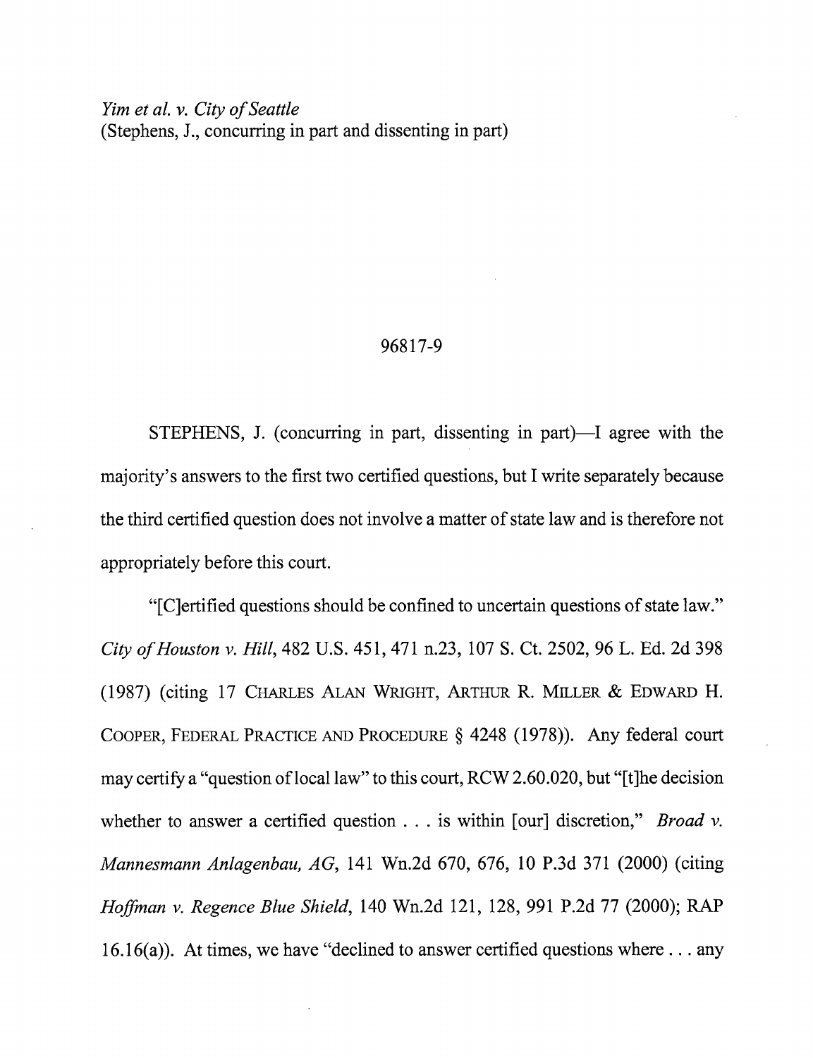*Yim et al. v. City of Seattle*
(Stephens, J., concurring in part and dissenting in part)

96817-9

STEPHENS, J. (concurring in part, dissenting in part)—I agree with the majority's answers to the first two certified questions, but I write separately because the third certified question does not involve a matter of state law and is therefore not appropriately before this court.

"[C]ertified questions should be confined to uncertain questions of state law." *City of Houston v. Hill*, 482 U.S. 451, 471 n.23, 107 S. Ct. 2502, 96 L. Ed. 2d 398 (1987) (citing 17 CHARLES ALAN WRIGHT, ARTHUR R. MILLER & EDWARD H. COOPER, FEDERAL PRACTICE AND PROCEDURE § 4248 (1978)). Any federal court may certify a "question of local law" to this court, RCW 2.60.020, but "[t]he decision whether to answer a certified question . . . is within [our] discretion," *Broad v. Mannesmann Anlagenbau, AG*, 141 Wn.2d 670, 676, 10 P.3d 371 (2000) (citing *Hoffman v. Regence Blue Shield*, 140 Wn.2d 121, 128, 991 P.2d 77 (2000); RAP 16.16(a)). At times, we have "declined to answer certified questions where . . . any